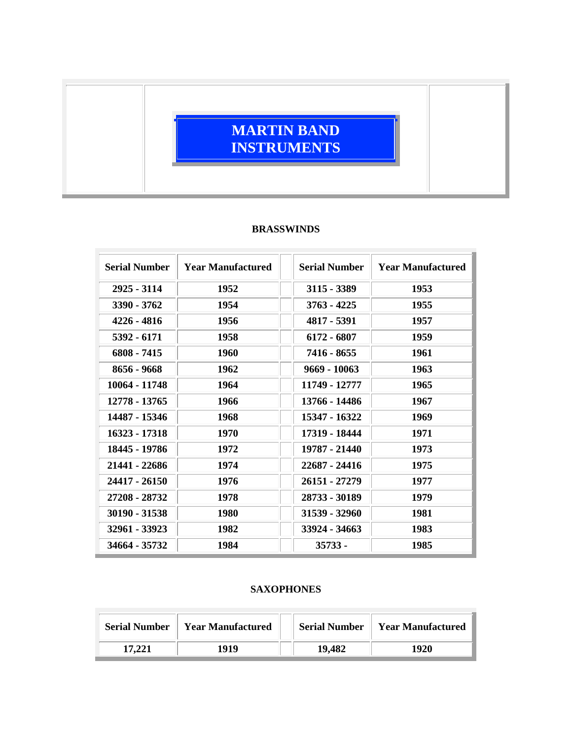# MARTIN BAND INSTRUMENTS

## BRASSWINDS

| Serial Number | Year Manufactured | | Serial Number | Year Manufactured |
|---|---|---|---|---|
| 2925 - 3114 | 1952 | | 3115 - 3389 | 1953 |
| 3390 - 3762 | 1954 | | 3763 - 4225 | 1955 |
| 4226 - 4816 | 1956 | | 4817 - 5391 | 1957 |
| 5392 - 6171 | 1958 | | 6172 - 6807 | 1959 |
| 6808 - 7415 | 1960 | | 7416 - 8655 | 1961 |
| 8656 - 9668 | 1962 | | 9669 - 10063 | 1963 |
| 10064 - 11748 | 1964 | | 11749 - 12777 | 1965 |
| 12778 - 13765 | 1966 | | 13766 - 14486 | 1967 |
| 14487 - 15346 | 1968 | | 15347 - 16322 | 1969 |
| 16323 - 17318 | 1970 | | 17319 - 18444 | 1971 |
| 18445 - 19786 | 1972 | | 19787 - 21440 | 1973 |
| 21441 - 22686 | 1974 | | 22687 - 24416 | 1975 |
| 24417 - 26150 | 1976 | | 26151 - 27279 | 1977 |
| 27208 - 28732 | 1978 | | 28733 - 30189 | 1979 |
| 30190 - 31538 | 1980 | | 31539 - 32960 | 1981 |
| 32961 - 33923 | 1982 | | 33924 - 34663 | 1983 |
| 34664 - 35732 | 1984 | | 35733 - | 1985 |

## SAXOPHONES

| Serial Number | Year Manufactured | | Serial Number | Year Manufactured |
|---|---|---|---|---|
| 17,221 | 1919 | | 19,482 | 1920 |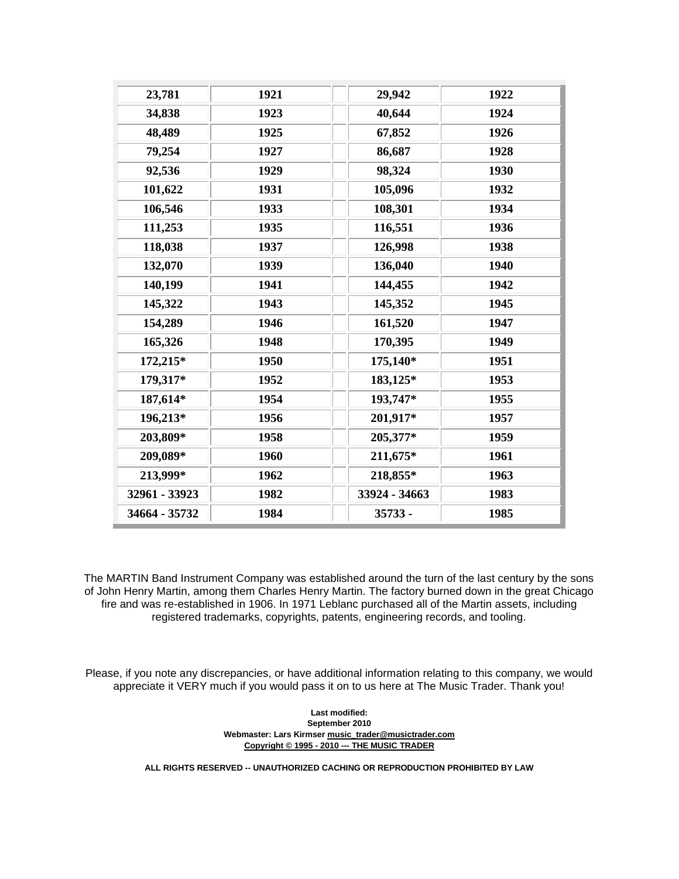| | | | | |
|---|---|---|---|---|
| 23,781 | 1921 | | 29,942 | 1922 |
| 34,838 | 1923 | | 40,644 | 1924 |
| 48,489 | 1925 | | 67,852 | 1926 |
| 79,254 | 1927 | | 86,687 | 1928 |
| 92,536 | 1929 | | 98,324 | 1930 |
| 101,622 | 1931 | | 105,096 | 1932 |
| 106,546 | 1933 | | 108,301 | 1934 |
| 111,253 | 1935 | | 116,551 | 1936 |
| 118,038 | 1937 | | 126,998 | 1938 |
| 132,070 | 1939 | | 136,040 | 1940 |
| 140,199 | 1941 | | 144,455 | 1942 |
| 145,322 | 1943 | | 145,352 | 1945 |
| 154,289 | 1946 | | 161,520 | 1947 |
| 165,326 | 1948 | | 170,395 | 1949 |
| 172,215* | 1950 | | 175,140* | 1951 |
| 179,317* | 1952 | | 183,125* | 1953 |
| 187,614* | 1954 | | 193,747* | 1955 |
| 196,213* | 1956 | | 201,917* | 1957 |
| 203,809* | 1958 | | 205,377* | 1959 |
| 209,089* | 1960 | | 211,675* | 1961 |
| 213,999* | 1962 | | 218,855* | 1963 |
| 32961 - 33923 | 1982 | | 33924 - 34663 | 1983 |
| 34664 - 35732 | 1984 | | 35733 - | 1985 |

The MARTIN Band Instrument Company was established around the turn of the last century by the sons of John Henry Martin, among them Charles Henry Martin. The factory burned down in the great Chicago fire and was re-established in 1906. In 1971 Leblanc purchased all of the Martin assets, including registered trademarks, copyrights, patents, engineering records, and tooling.

Please, if you note any discrepancies, or have additional information relating to this company, we would appreciate it VERY much if you would pass it on to us here at The Music Trader. Thank you!

**Last modified:**
**September 2010**
**Webmaster: Lars Kirmser music_trader@musictrader.com**
**Copyright © 1995 - 2010 --- THE MUSIC TRADER**

**ALL RIGHTS RESERVED -- UNAUTHORIZED CACHING OR REPRODUCTION PROHIBITED BY LAW**